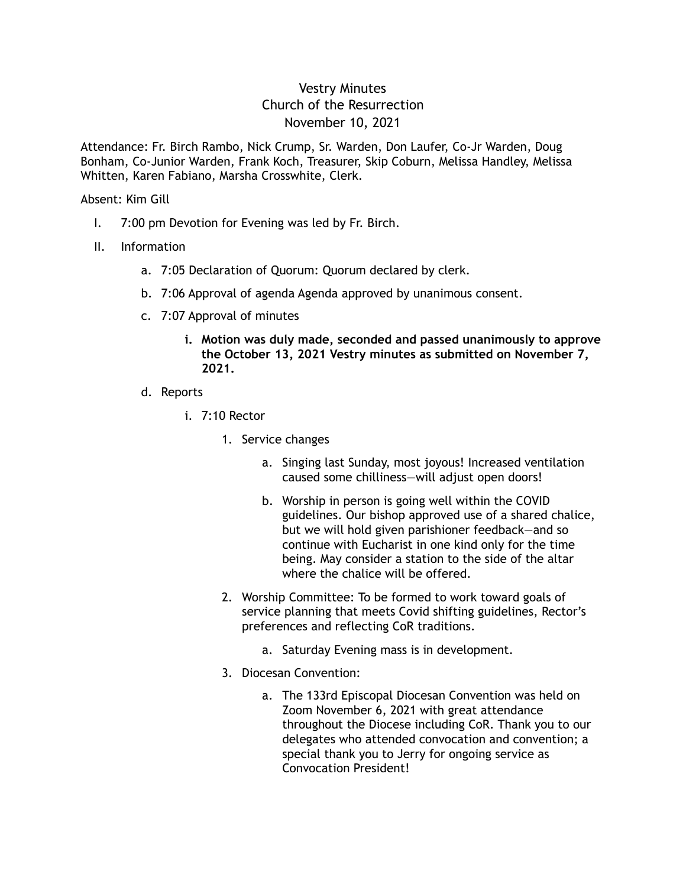# Vestry Minutes
## Church of the Resurrection
### November 10, 2021

Attendance: Fr. Birch Rambo, Nick Crump, Sr. Warden, Don Laufer, Co-Jr Warden, Doug Bonham, Co-Junior Warden, Frank Koch, Treasurer, Skip Coburn, Melissa Handley, Melissa Whitten, Karen Fabiano, Marsha Crosswhite, Clerk.

Absent: Kim Gill

I. 7:00 pm Devotion for Evening was led by Fr. Birch.

II. Information

   a. 7:05 Declaration of Quorum: Quorum declared by clerk.

   b. 7:06 Approval of agenda Agenda approved by unanimous consent.

   c. 7:07 Approval of minutes

      i. **Motion was duly made, seconded and passed unanimously to approve the October 13, 2021 Vestry minutes as submitted on November 7, 2021.**

   d. Reports

      i. 7:10 Rector

         1. Service changes

            a. Singing last Sunday, most joyous! Increased ventilation caused some chilliness—will adjust open doors!

            b. Worship in person is going well within the COVID guidelines. Our bishop approved use of a shared chalice, but we will hold given parishioner feedback—and so continue with Eucharist in one kind only for the time being. May consider a station to the side of the altar where the chalice will be offered.

         2. Worship Committee: To be formed to work toward goals of service planning that meets Covid shifting guidelines, Rector's preferences and reflecting CoR traditions.

            a. Saturday Evening mass is in development.

         3. Diocesan Convention:

            a. The 133rd Episcopal Diocesan Convention was held on Zoom November 6, 2021 with great attendance throughout the Diocese including CoR. Thank you to our delegates who attended convocation and convention; a special thank you to Jerry for ongoing service as Convocation President!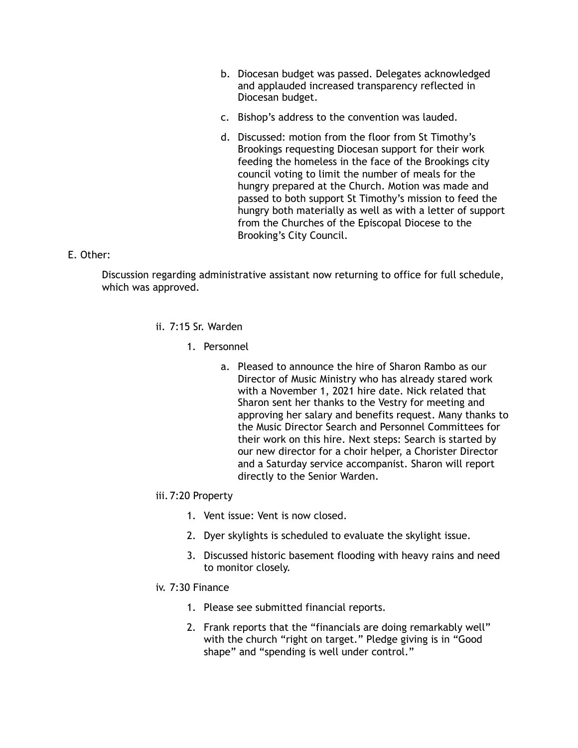b. Diocesan budget was passed. Delegates acknowledged and applauded increased transparency reflected in Diocesan budget.

c. Bishop's address to the convention was lauded.

d. Discussed: motion from the floor from St Timothy's Brookings requesting Diocesan support for their work feeding the homeless in the face of the Brookings city council voting to limit the number of meals for the hungry prepared at the Church. Motion was made and passed to both support St Timothy's mission to feed the hungry both materially as well as with a letter of support from the Churches of the Episcopal Diocese to the Brooking's City Council.

E. Other:

Discussion regarding administrative assistant now returning to office for full schedule, which was approved.

ii. 7:15 Sr. Warden

1. Personnel

   a. Pleased to announce the hire of Sharon Rambo as our Director of Music Ministry who has already stared work with a November 1, 2021 hire date. Nick related that Sharon sent her thanks to the Vestry for meeting and approving her salary and benefits request. Many thanks to the Music Director Search and Personnel Committees for their work on this hire. Next steps: Search is started by our new director for a choir helper, a Chorister Director and a Saturday service accompanist. Sharon will report directly to the Senior Warden.

iii. 7:20 Property

1. Vent issue: Vent is now closed.
2. Dyer skylights is scheduled to evaluate the skylight issue.
3. Discussed historic basement flooding with heavy rains and need to monitor closely.

iv. 7:30 Finance

1. Please see submitted financial reports.
2. Frank reports that the "financials are doing remarkably well" with the church "right on target." Pledge giving is in "Good shape" and "spending is well under control."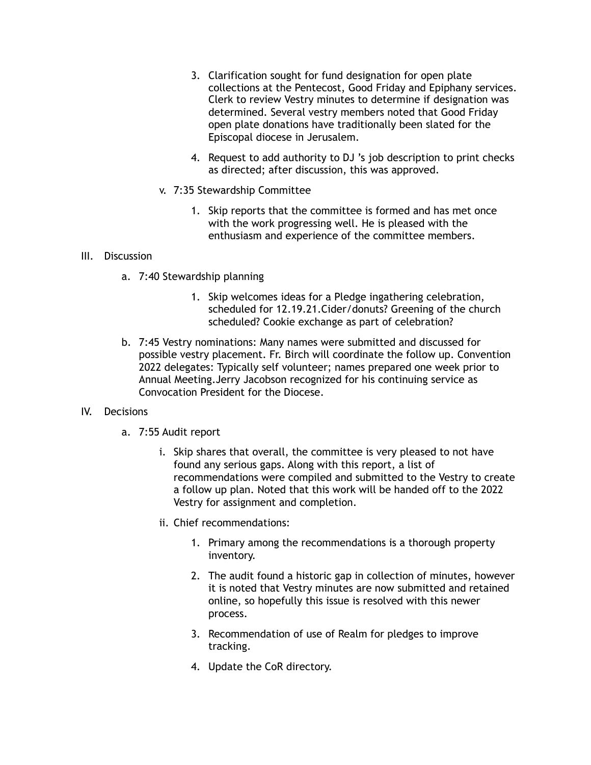3. Clarification sought for fund designation for open plate collections at the Pentecost, Good Friday and Epiphany services. Clerk to review Vestry minutes to determine if designation was determined. Several vestry members noted that Good Friday open plate donations have traditionally been slated for the Episcopal diocese in Jerusalem.

4. Request to add authority to DJ 's job description to print checks as directed; after discussion, this was approved.

v. 7:35 Stewardship Committee

1. Skip reports that the committee is formed and has met once with the work progressing well. He is pleased with the enthusiasm and experience of the committee members.

III. Discussion

a. 7:40 Stewardship planning

1. Skip welcomes ideas for a Pledge ingathering celebration, scheduled for 12.19.21.Cider/donuts? Greening of the church scheduled? Cookie exchange as part of celebration?

b. 7:45 Vestry nominations: Many names were submitted and discussed for possible vestry placement. Fr. Birch will coordinate the follow up. Convention 2022 delegates: Typically self volunteer; names prepared one week prior to Annual Meeting.Jerry Jacobson recognized for his continuing service as Convocation President for the Diocese.

IV. Decisions

a. 7:55 Audit report

i. Skip shares that overall, the committee is very pleased to not have found any serious gaps. Along with this report, a list of recommendations were compiled and submitted to the Vestry to create a follow up plan. Noted that this work will be handed off to the 2022 Vestry for assignment and completion.

ii. Chief recommendations:

1. Primary among the recommendations is a thorough property inventory.

2. The audit found a historic gap in collection of minutes, however it is noted that Vestry minutes are now submitted and retained online, so hopefully this issue is resolved with this newer process.

3. Recommendation of use of Realm for pledges to improve tracking.

4. Update the CoR directory.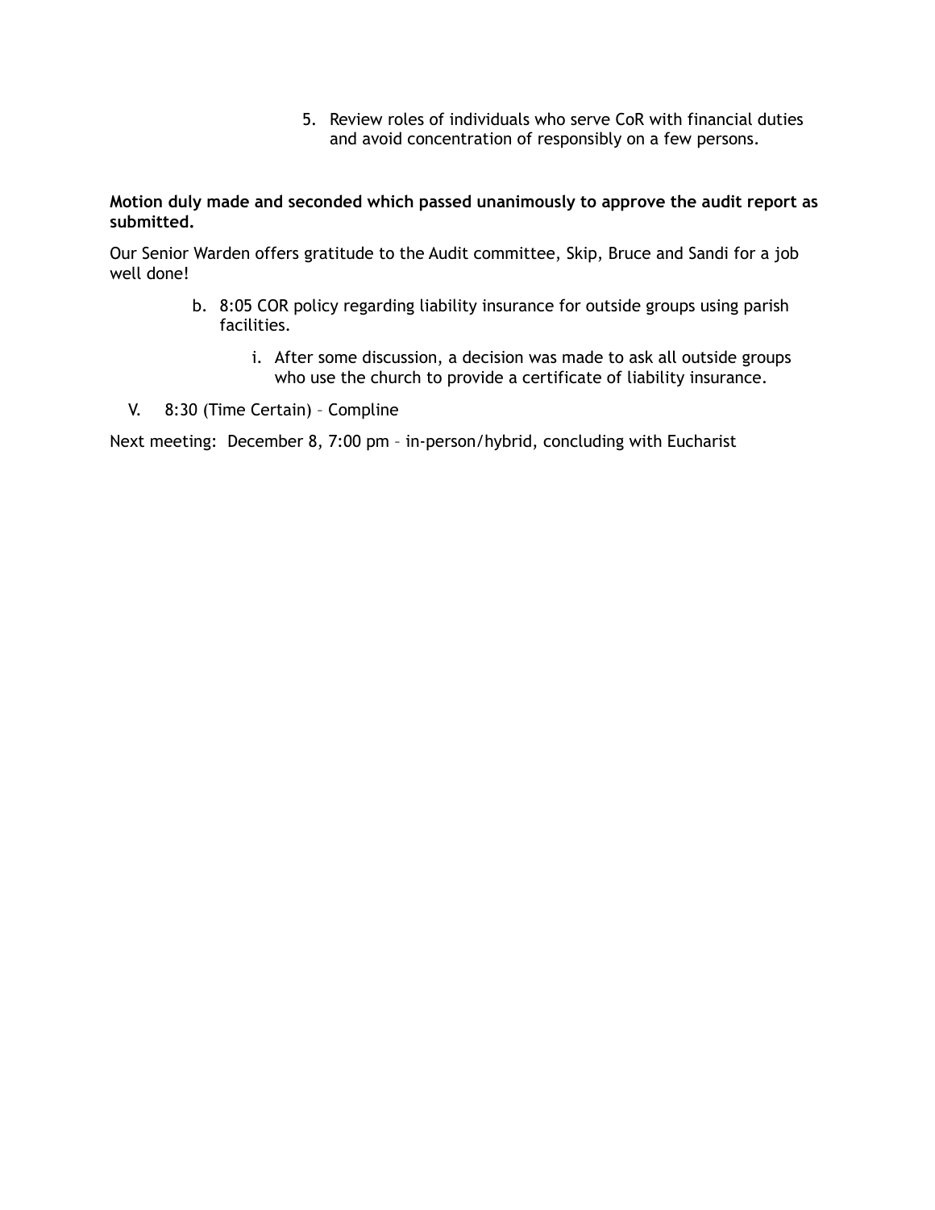5. Review roles of individuals who serve CoR with financial duties and avoid concentration of responsibly on a few persons.

**Motion duly made and seconded which passed unanimously to approve the audit report as submitted.**

Our Senior Warden offers gratitude to the Audit committee, Skip, Bruce and Sandi for a job well done!

b. 8:05 COR policy regarding liability insurance for outside groups using parish facilities.

    i. After some discussion, a decision was made to ask all outside groups who use the church to provide a certificate of liability insurance.

V. 8:30 (Time Certain) – Compline

Next meeting: December 8, 7:00 pm – in-person/hybrid, concluding with Eucharist